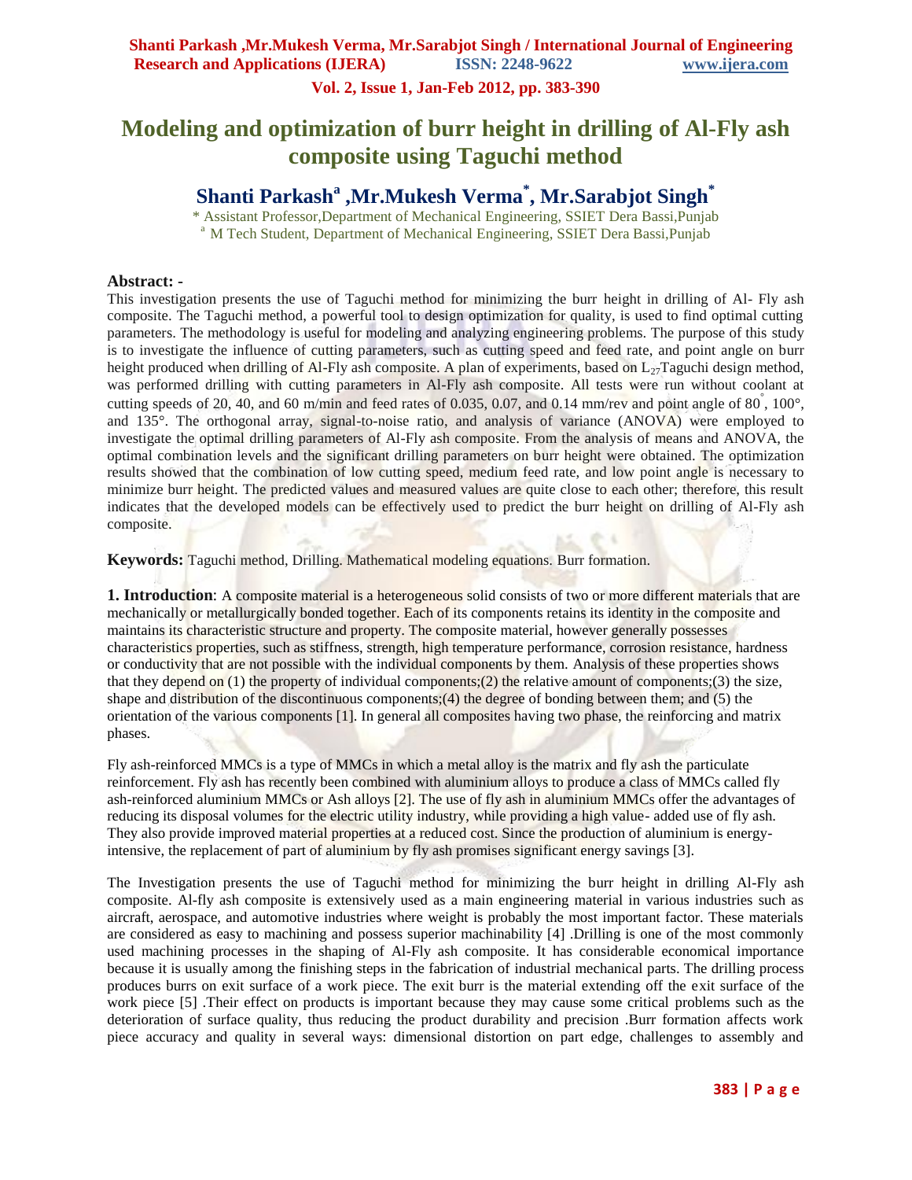# Modeling and optimization of burr height in drilling of Al-Fly ash composite using Taguchi method

## Shanti Parkash[a] ,Mr.Mukesh Verma[*], Mr.Sarabjot Singh[*]

[*] Assistant Professor,Department of Mechanical Engineering, SSIET Dera Bassi,Punjab
[a] M Tech Student, Department of Mechanical Engineering, SSIET Dera Bassi,Punjab

**Abstract: -**

This investigation presents the use of Taguchi method for minimizing the burr height in drilling of Al- Fly ash composite. The Taguchi method, a powerful tool to design optimization for quality, is used to find optimal cutting parameters. The methodology is useful for modeling and analyzing engineering problems. The purpose of this study is to investigate the influence of cutting parameters, such as cutting speed and feed rate, and point angle on burr height produced when drilling of Al-Fly ash composite. A plan of experiments, based on $L_{27}$Taguchi design method, was performed drilling with cutting parameters in Al-Fly ash composite. All tests were run without coolant at cutting speeds of 20, 40, and 60 m/min and feed rates of 0.035, 0.07, and 0.14 mm/rev and point angle of 80°, 100°, and 135°. The orthogonal array, signal-to-noise ratio, and analysis of variance (ANOVA) were employed to investigate the optimal drilling parameters of Al-Fly ash composite. From the analysis of means and ANOVA, the optimal combination levels and the significant drilling parameters on burr height were obtained. The optimization results showed that the combination of low cutting speed, medium feed rate, and low point angle is necessary to minimize burr height. The predicted values and measured values are quite close to each other; therefore, this result indicates that the developed models can be effectively used to predict the burr height on drilling of Al-Fly ash composite.

**Keywords:** Taguchi method, Drilling. Mathematical modeling equations. Burr formation.

**1. Introduction**: A composite material is a heterogeneous solid consists of two or more different materials that are mechanically or metallurgically bonded together. Each of its components retains its identity in the composite and maintains its characteristic structure and property. The composite material, however generally possesses characteristics properties, such as stiffness, strength, high temperature performance, corrosion resistance, hardness or conductivity that are not possible with the individual components by them. Analysis of these properties shows that they depend on (1) the property of individual components;(2) the relative amount of components;(3) the size, shape and distribution of the discontinuous components;(4) the degree of bonding between them; and (5) the orientation of the various components [1]. In general all composites having two phase, the reinforcing and matrix phases.

Fly ash-reinforced MMCs is a type of MMCs in which a metal alloy is the matrix and fly ash the particulate reinforcement. Fly ash has recently been combined with aluminium alloys to produce a class of MMCs called fly ash-reinforced aluminium MMCs or Ash alloys [2]. The use of fly ash in aluminium MMCs offer the advantages of reducing its disposal volumes for the electric utility industry, while providing a high value- added use of fly ash. They also provide improved material properties at a reduced cost. Since the production of aluminium is energy-intensive, the replacement of part of aluminium by fly ash promises significant energy savings [3].

The Investigation presents the use of Taguchi method for minimizing the burr height in drilling Al-Fly ash composite. Al-fly ash composite is extensively used as a main engineering material in various industries such as aircraft, aerospace, and automotive industries where weight is probably the most important factor. These materials are considered as easy to machining and possess superior machinability [4] .Drilling is one of the most commonly used machining processes in the shaping of Al-Fly ash composite. It has considerable economical importance because it is usually among the finishing steps in the fabrication of industrial mechanical parts. The drilling process produces burrs on exit surface of a work piece. The exit burr is the material extending off the exit surface of the work piece [5] .Their effect on products is important because they may cause some critical problems such as the deterioration of surface quality, thus reducing the product durability and precision .Burr formation affects work piece accuracy and quality in several ways: dimensional distortion on part edge, challenges to assembly and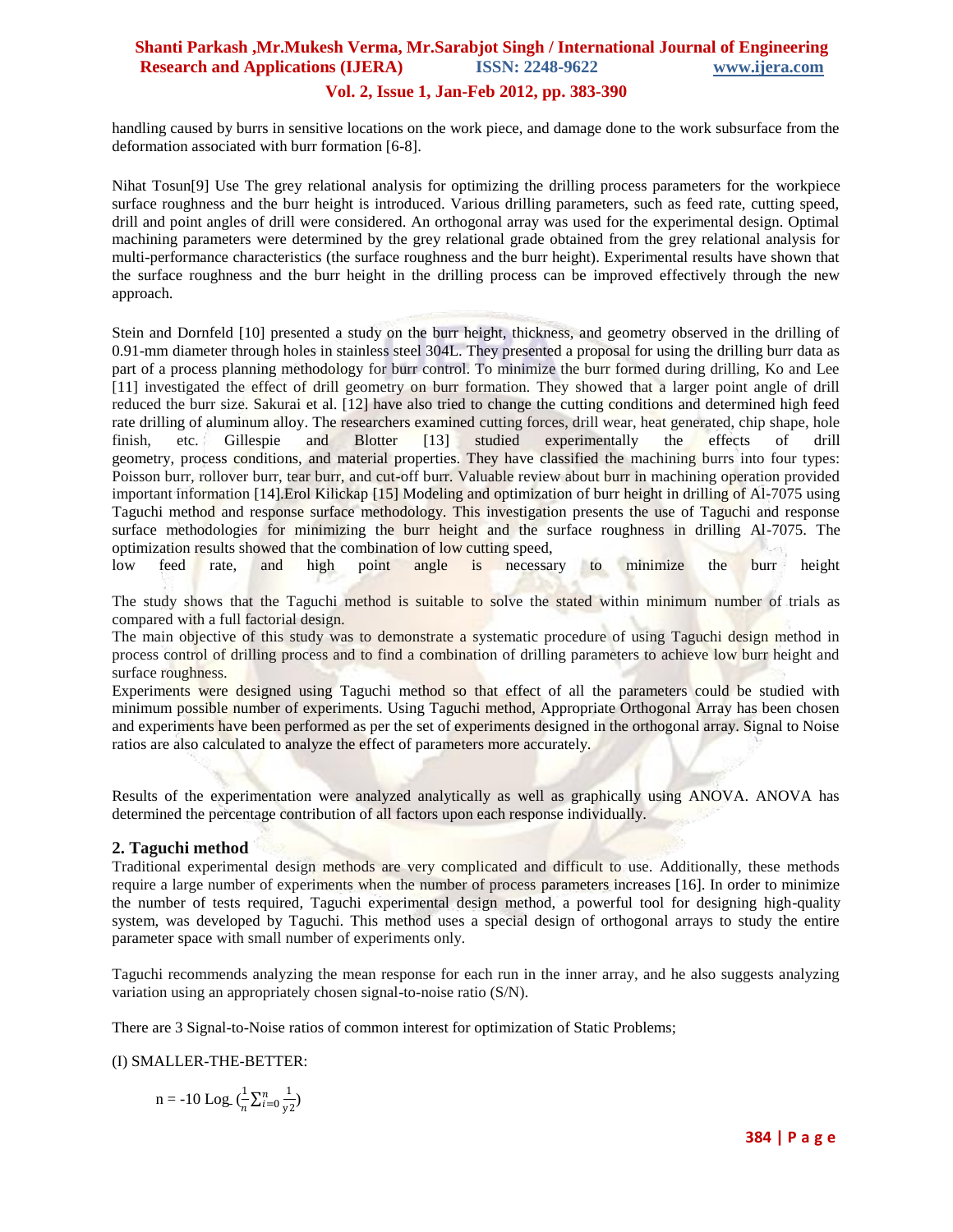handling caused by burrs in sensitive locations on the work piece, and damage done to the work subsurface from the deformation associated with burr formation [6-8].

Nihat Tosun[9] Use The grey relational analysis for optimizing the drilling process parameters for the workpiece surface roughness and the burr height is introduced. Various drilling parameters, such as feed rate, cutting speed, drill and point angles of drill were considered. An orthogonal array was used for the experimental design. Optimal machining parameters were determined by the grey relational grade obtained from the grey relational analysis for multi-performance characteristics (the surface roughness and the burr height). Experimental results have shown that the surface roughness and the burr height in the drilling process can be improved effectively through the new approach.

Stein and Dornfeld [10] presented a study on the burr height, thickness, and geometry observed in the drilling of 0.91-mm diameter through holes in stainless steel 304L. They presented a proposal for using the drilling burr data as part of a process planning methodology for burr control. To minimize the burr formed during drilling, Ko and Lee [11] investigated the effect of drill geometry on burr formation. They showed that a larger point angle of drill reduced the burr size. Sakurai et al. [12] have also tried to change the cutting conditions and determined high feed rate drilling of aluminum alloy. The researchers examined cutting forces, drill wear, heat generated, chip shape, hole finish, etc. Gillespie and Blotter [13] studied experimentally the effects of drill geometry, process conditions, and material properties. They have classified the machining burrs into four types: Poisson burr, rollover burr, tear burr, and cut-off burr. Valuable review about burr in machining operation provided important information [14].Erol Kilickap [15] Modeling and optimization of burr height in drilling of Al-7075 using Taguchi method and response surface methodology. This investigation presents the use of Taguchi and response surface methodologies for minimizing the burr height and the surface roughness in drilling Al-7075. The optimization results showed that the combination of low cutting speed, low feed rate, and high point angle is necessary to minimize the burr height

The study shows that the Taguchi method is suitable to solve the stated within minimum number of trials as compared with a full factorial design.

The main objective of this study was to demonstrate a systematic procedure of using Taguchi design method in process control of drilling process and to find a combination of drilling parameters to achieve low burr height and surface roughness.

Experiments were designed using Taguchi method so that effect of all the parameters could be studied with minimum possible number of experiments. Using Taguchi method, Appropriate Orthogonal Array has been chosen and experiments have been performed as per the set of experiments designed in the orthogonal array. Signal to Noise ratios are also calculated to analyze the effect of parameters more accurately.

Results of the experimentation were analyzed analytically as well as graphically using ANOVA. ANOVA has determined the percentage contribution of all factors upon each response individually.

## 2. Taguchi method

Traditional experimental design methods are very complicated and difficult to use. Additionally, these methods require a large number of experiments when the number of process parameters increases [16]. In order to minimize the number of tests required, Taguchi experimental design method, a powerful tool for designing high-quality system, was developed by Taguchi. This method uses a special design of orthogonal arrays to study the entire parameter space with small number of experiments only.

Taguchi recommends analyzing the mean response for each run in the inner array, and he also suggests analyzing variation using an appropriately chosen signal-to-noise ratio (S/N).

There are 3 Signal-to-Noise ratios of common interest for optimization of Static Problems;

(I) SMALLER-THE-BETTER:

$$n = -10 \text{ Log } \left(\frac{1}{n}\sum_{i=0}^{n}\frac{1}{y2}\right)$$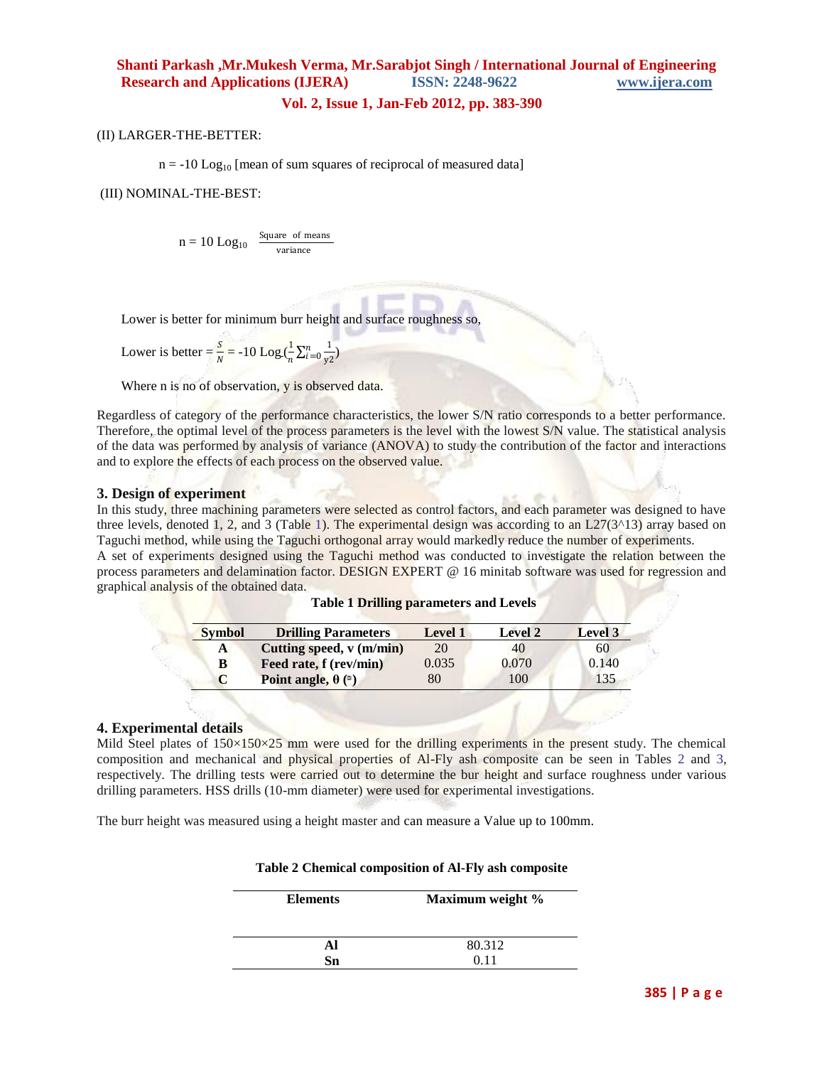(II) LARGER-THE-BETTER:

$n = -10 \text{ Log}_{10}$ [mean of sum squares of reciprocal of measured data]

(III) NOMINAL-THE-BEST:

$$n = 10 \text{ Log}_{10} \frac{\text{Square of means}}{\text{variance}}$$

Lower is better for minimum burr height and surface roughness so,

Lower is better $= \frac{S}{N} = -10 \text{ Log}(\frac{1}{n}\sum_{i=0}^{n}\frac{1}{y2})$

Where n is no of observation, y is observed data.

Regardless of category of the performance characteristics, the lower S/N ratio corresponds to a better performance. Therefore, the optimal level of the process parameters is the level with the lowest S/N value. The statistical analysis of the data was performed by analysis of variance (ANOVA) to study the contribution of the factor and interactions and to explore the effects of each process on the observed value.

### 3. Design of experiment

In this study, three machining parameters were selected as control factors, and each parameter was designed to have three levels, denoted 1, 2, and 3 (Table 1). The experimental design was according to an L27(3^13) array based on Taguchi method, while using the Taguchi orthogonal array would markedly reduce the number of experiments.
A set of experiments designed using the Taguchi method was conducted to investigate the relation between the process parameters and delamination factor. DESIGN EXPERT @ 16 minitab software was used for regression and graphical analysis of the obtained data.

**Table 1 Drilling parameters and Levels**

| Symbol | Drilling Parameters | Level 1 | Level 2 | Level 3 |
|---|---|---|---|---|
| **A** | **Cutting speed, v (m/min)** | 20 | 40 | 60 |
| **B** | **Feed rate, f (rev/min)** | 0.035 | 0.070 | 0.140 |
| **C** | **Point angle, θ (°)** | 80 | 100 | 135 |

### 4. Experimental details

Mild Steel plates of 150×150×25 mm were used for the drilling experiments in the present study. The chemical composition and mechanical and physical properties of Al-Fly ash composite can be seen in Tables 2 and 3, respectively. The drilling tests were carried out to determine the bur height and surface roughness under various drilling parameters. HSS drills (10-mm diameter) were used for experimental investigations.

The burr height was measured using a height master and can measure a Value up to 100mm.

**Table 2 Chemical composition of Al-Fly ash composite**

| Elements | Maximum weight % |
|---|---|
| **Al** | 80.312 |
| **Sn** | 0.11 |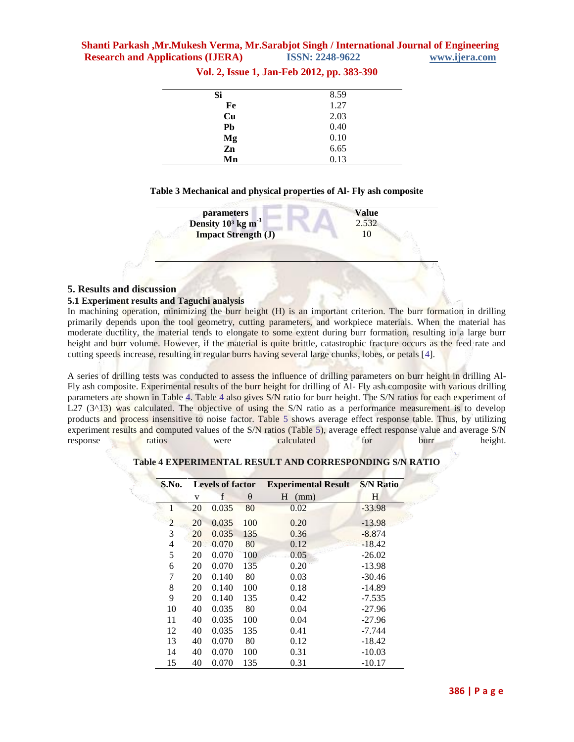| | |
|---|---|
| **Si** | 8.59 |
| **Fe** | 1.27 |
| **Cu** | 2.03 |
| **Pb** | 0.40 |
| **Mg** | 0.10 |
| **Zn** | 6.65 |
| **Mn** | 0.13 |

**Table 3 Mechanical and physical properties of Al- Fly ash composite**

| parameters | Value |
|---|---|
| Density $10^3$ kg $m^{-3}$ | 2.532 |
| Impact Strength (J) | 10 |

## 5. Results and discussion

### 5.1 Experiment results and Taguchi analysis

In machining operation, minimizing the burr height (H) is an important criterion. The burr formation in drilling primarily depends upon the tool geometry, cutting parameters, and workpiece materials. When the material has moderate ductility, the material tends to elongate to some extent during burr formation, resulting in a large burr height and burr volume. However, if the material is quite brittle, catastrophic fracture occurs as the feed rate and cutting speeds increase, resulting in regular burrs having several large chunks, lobes, or petals [4].

A series of drilling tests was conducted to assess the influence of drilling parameters on burr height in drilling Al-Fly ash composite. Experimental results of the burr height for drilling of Al- Fly ash composite with various drilling parameters are shown in Table 4. Table 4 also gives S/N ratio for burr height. The S/N ratios for each experiment of L27 (3^13) was calculated. The objective of using the S/N ratio as a performance measurement is to develop products and process insensitive to noise factor. Table 5 shows average effect response table. Thus, by utilizing experiment results and computed values of the S/N ratios (Table 5), average effect response value and average S/N response ratios were calculated for burr height.

**Table 4 EXPERIMENTAL RESULT AND CORRESPONDING S/N RATIO**

| S.No. | Levels of factor | | | Experimental Result | S/N Ratio |
|---|---|---|---|---|---|
| | v | f | θ | H (mm) | H |
| 1 | 20 | 0.035 | 80 | 0.02 | -33.98 |
| 2 | 20 | 0.035 | 100 | 0.20 | -13.98 |
| 3 | 20 | 0.035 | 135 | 0.36 | -8.874 |
| 4 | 20 | 0.070 | 80 | 0.12 | -18.42 |
| 5 | 20 | 0.070 | 100 | 0.05 | -26.02 |
| 6 | 20 | 0.070 | 135 | 0.20 | -13.98 |
| 7 | 20 | 0.140 | 80 | 0.03 | -30.46 |
| 8 | 20 | 0.140 | 100 | 0.18 | -14.89 |
| 9 | 20 | 0.140 | 135 | 0.42 | -7.535 |
| 10 | 40 | 0.035 | 80 | 0.04 | -27.96 |
| 11 | 40 | 0.035 | 100 | 0.04 | -27.96 |
| 12 | 40 | 0.035 | 135 | 0.41 | -7.744 |
| 13 | 40 | 0.070 | 80 | 0.12 | -18.42 |
| 14 | 40 | 0.070 | 100 | 0.31 | -10.03 |
| 15 | 40 | 0.070 | 135 | 0.31 | -10.17 |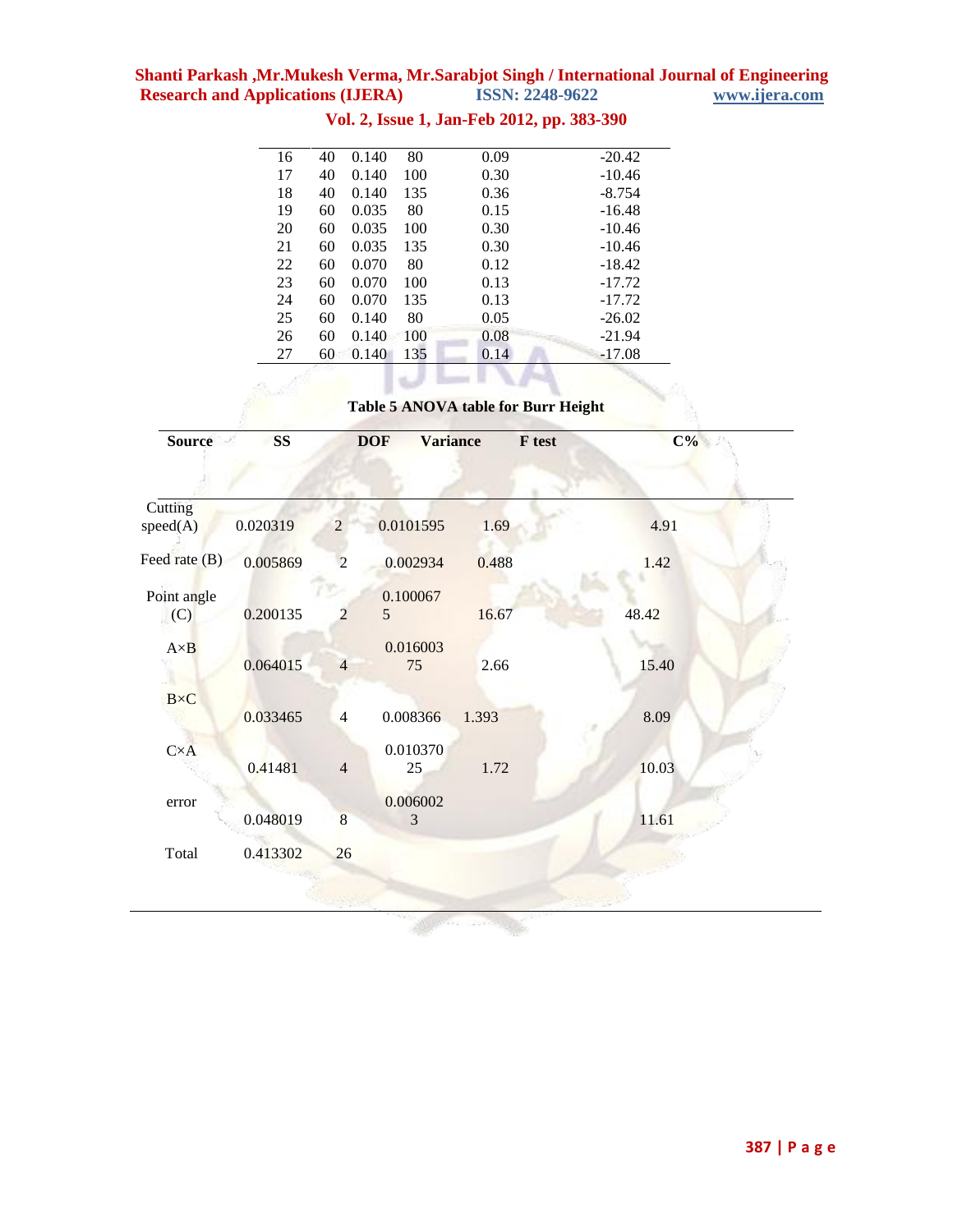| | | | | | |
|---|---|---|---|---|---|
| 16 | 40 | 0.140 | 80 | 0.09 | -20.42 |
| 17 | 40 | 0.140 | 100 | 0.30 | -10.46 |
| 18 | 40 | 0.140 | 135 | 0.36 | -8.754 |
| 19 | 60 | 0.035 | 80 | 0.15 | -16.48 |
| 20 | 60 | 0.035 | 100 | 0.30 | -10.46 |
| 21 | 60 | 0.035 | 135 | 0.30 | -10.46 |
| 22 | 60 | 0.070 | 80 | 0.12 | -18.42 |
| 23 | 60 | 0.070 | 100 | 0.13 | -17.72 |
| 24 | 60 | 0.070 | 135 | 0.13 | -17.72 |
| 25 | 60 | 0.140 | 80 | 0.05 | -26.02 |
| 26 | 60 | 0.140 | 100 | 0.08 | -21.94 |
| 27 | 60 | 0.140 | 135 | 0.14 | -17.08 |

**Table 5 ANOVA table for Burr Height**

| Source | SS | DOF | Variance | F test | C% |
|---|---|---|---|---|---|
| Cutting speed(A) | 0.020319 | 2 | 0.0101595 | 1.69 | 4.91 |
| Feed rate (B) | 0.005869 | 2 | 0.002934 | 0.488 | 1.42 |
| Point angle (C) | 0.200135 | 2 | 0.1000675 | 16.67 | 48.42 |
| A×B | 0.064015 | 4 | 0.01600375 | 2.66 | 15.40 |
| B×C | 0.033465 | 4 | 0.008366 | 1.393 | 8.09 |
| C×A | 0.41481 | 4 | 0.01037025 | 1.72 | 10.03 |
| error | 0.048019 | 8 | 0.0060023 | | 11.61 |
| Total | 0.413302 | 26 | | | |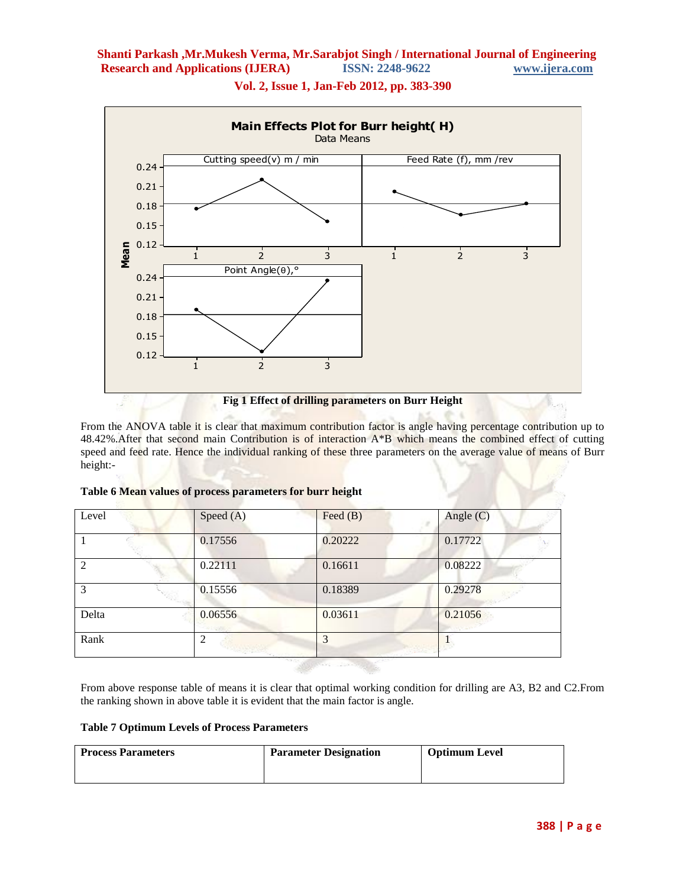Fig 1 Effect of drilling parameters on Burr Height

From the ANOVA table it is clear that maximum contribution factor is angle having percentage contribution up to 48.42%.After that second main Contribution is of interaction A*B which means the combined effect of cutting speed and feed rate. Hence the individual ranking of these three parameters on the average value of means of Burr height:-

**Table 6 Mean values of process parameters for burr height**

| Level | Speed (A) | Feed (B) | Angle (C) |
|---|---|---|---|
| 1 | 0.17556 | 0.20222 | 0.17722 |
| 2 | 0.22111 | 0.16611 | 0.08222 |
| 3 | 0.15556 | 0.18389 | 0.29278 |
| Delta | 0.06556 | 0.03611 | 0.21056 |
| Rank | 2 | 3 | 1 |

From above response table of means it is clear that optimal working condition for drilling are A3, B2 and C2.From the ranking shown in above table it is evident that the main factor is angle.

**Table 7 Optimum Levels of Process Parameters**

| Process Parameters | Parameter Designation | Optimum Level |
|---|---|---|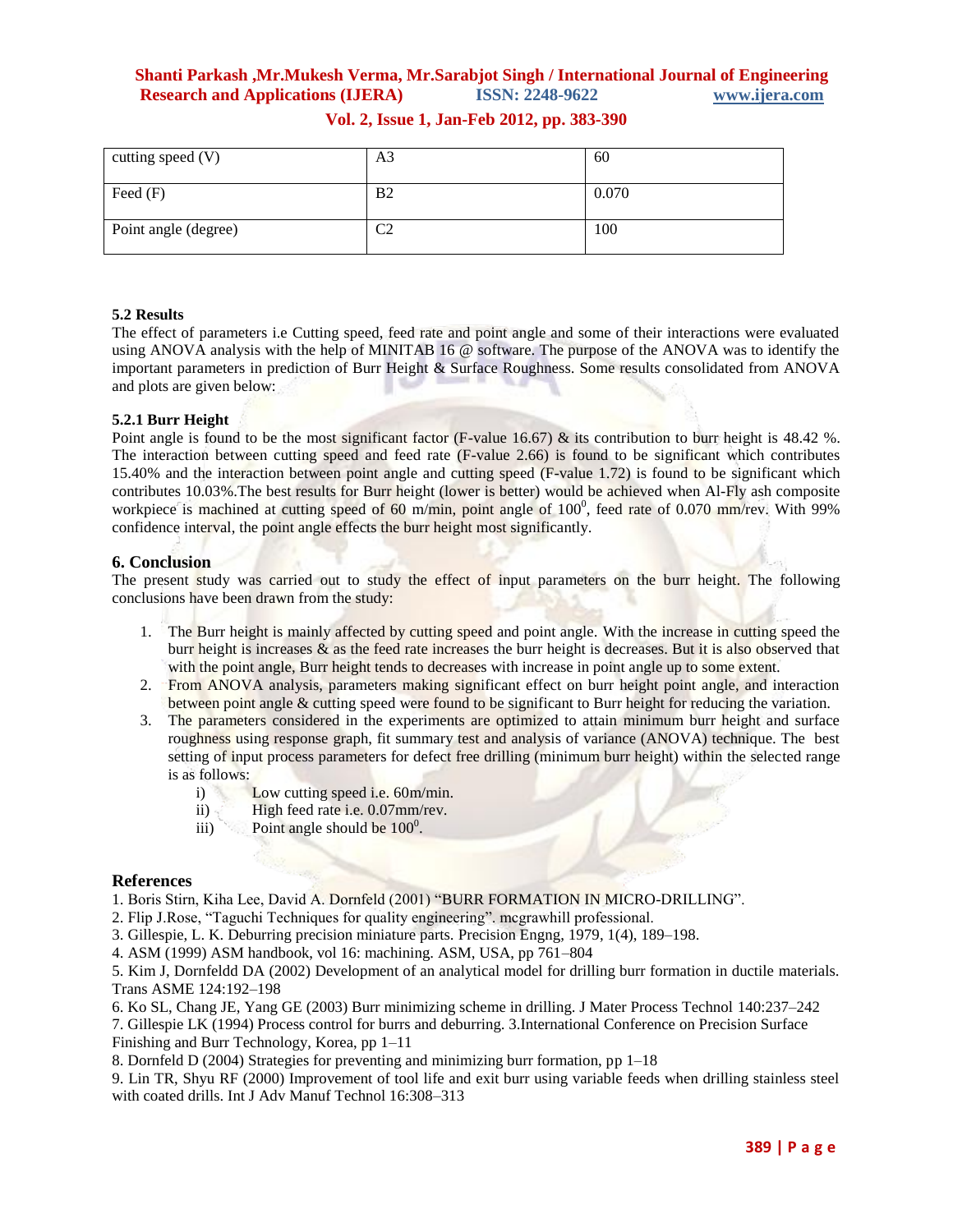| cutting speed (V) | A3 | 60 |
|---|---|---|
| Feed (F) | B2 | 0.070 |
| Point angle (degree) | C2 | 100 |

### 5.2 Results

The effect of parameters i.e Cutting speed, feed rate and point angle and some of their interactions were evaluated using ANOVA analysis with the help of MINITAB 16 @ software. The purpose of the ANOVA was to identify the important parameters in prediction of Burr Height & Surface Roughness. Some results consolidated from ANOVA and plots are given below:

#### 5.2.1 Burr Height

Point angle is found to be the most significant factor (F-value 16.67) & its contribution to burr height is 48.42 %. The interaction between cutting speed and feed rate (F-value 2.66) is found to be significant which contributes 15.40% and the interaction between point angle and cutting speed (F-value 1.72) is found to be significant which contributes 10.03%.The best results for Burr height (lower is better) would be achieved when Al-Fly ash composite workpiece is machined at cutting speed of 60 m/min, point angle of $100^0$, feed rate of 0.070 mm/rev. With 99% confidence interval, the point angle effects the burr height most significantly.

## 6. Conclusion

The present study was carried out to study the effect of input parameters on the burr height. The following conclusions have been drawn from the study:

1. The Burr height is mainly affected by cutting speed and point angle. With the increase in cutting speed the burr height is increases & as the feed rate increases the burr height is decreases. But it is also observed that with the point angle, Burr height tends to decreases with increase in point angle up to some extent.
2. From ANOVA analysis, parameters making significant effect on burr height point angle, and interaction between point angle & cutting speed were found to be significant to Burr height for reducing the variation.
3. The parameters considered in the experiments are optimized to attain minimum burr height and surface roughness using response graph, fit summary test and analysis of variance (ANOVA) technique. The best setting of input process parameters for defect free drilling (minimum burr height) within the selected range is as follows:
   i) Low cutting speed i.e. 60m/min.
   ii) High feed rate i.e. 0.07mm/rev.
   iii) Point angle should be $100^0$.

## References

1. Boris Stirn, Kiha Lee, David A. Dornfeld (2001) "BURR FORMATION IN MICRO-DRILLING".
2. Flip J.Rose, "Taguchi Techniques for quality engineering". mcgrawhill professional.
3. Gillespie, L. K. Deburring precision miniature parts. Precision Engng, 1979, 1(4), 189–198.
4. ASM (1999) ASM handbook, vol 16: machining. ASM, USA, pp 761–804
5. Kim J, Dornfeldd DA (2002) Development of an analytical model for drilling burr formation in ductile materials. Trans ASME 124:192–198
6. Ko SL, Chang JE, Yang GE (2003) Burr minimizing scheme in drilling. J Mater Process Technol 140:237–242
7. Gillespie LK (1994) Process control for burrs and deburring. 3.International Conference on Precision Surface Finishing and Burr Technology, Korea, pp 1–11
8. Dornfeld D (2004) Strategies for preventing and minimizing burr formation, pp 1–18
9. Lin TR, Shyu RF (2000) Improvement of tool life and exit burr using variable feeds when drilling stainless steel with coated drills. Int J Adv Manuf Technol 16:308–313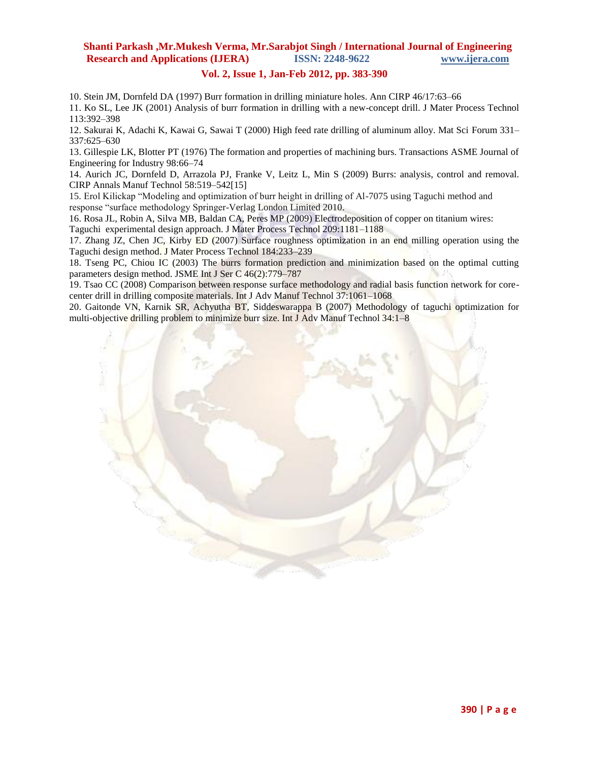10. Stein JM, Dornfeld DA (1997) Burr formation in drilling miniature holes. Ann CIRP 46/17:63–66

11. Ko SL, Lee JK (2001) Analysis of burr formation in drilling with a new-concept drill. J Mater Process Technol 113:392–398

12. Sakurai K, Adachi K, Kawai G, Sawai T (2000) High feed rate drilling of aluminum alloy. Mat Sci Forum 331–337:625–630

13. Gillespie LK, Blotter PT (1976) The formation and properties of machining burs. Transactions ASME Journal of Engineering for Industry 98:66–74

14. Aurich JC, Dornfeld D, Arrazola PJ, Franke V, Leitz L, Min S (2009) Burrs: analysis, control and removal. CIRP Annals Manuf Technol 58:519–542[15]

15. Erol Kilickap "Modeling and optimization of burr height in drilling of Al-7075 using Taguchi method and response "surface methodology Springer-Verlag London Limited 2010.

16. Rosa JL, Robin A, Silva MB, Baldan CA, Peres MP (2009) Electrodeposition of copper on titanium wires: Taguchi experimental design approach. J Mater Process Technol 209:1181–1188

17. Zhang JZ, Chen JC, Kirby ED (2007) Surface roughness optimization in an end milling operation using the Taguchi design method. J Mater Process Technol 184:233–239

18. Tseng PC, Chiou IC (2003) The burrs formation prediction and minimization based on the optimal cutting parameters design method. JSME Int J Ser C 46(2):779–787

19. Tsao CC (2008) Comparison between response surface methodology and radial basis function network for core-center drill in drilling composite materials. Int J Adv Manuf Technol 37:1061–1068

20. Gaitonde VN, Karnik SR, Achyutha BT, Siddeswarappa B (2007) Methodology of taguchi optimization for multi-objective drilling problem to minimize burr size. Int J Adv Manuf Technol 34:1–8